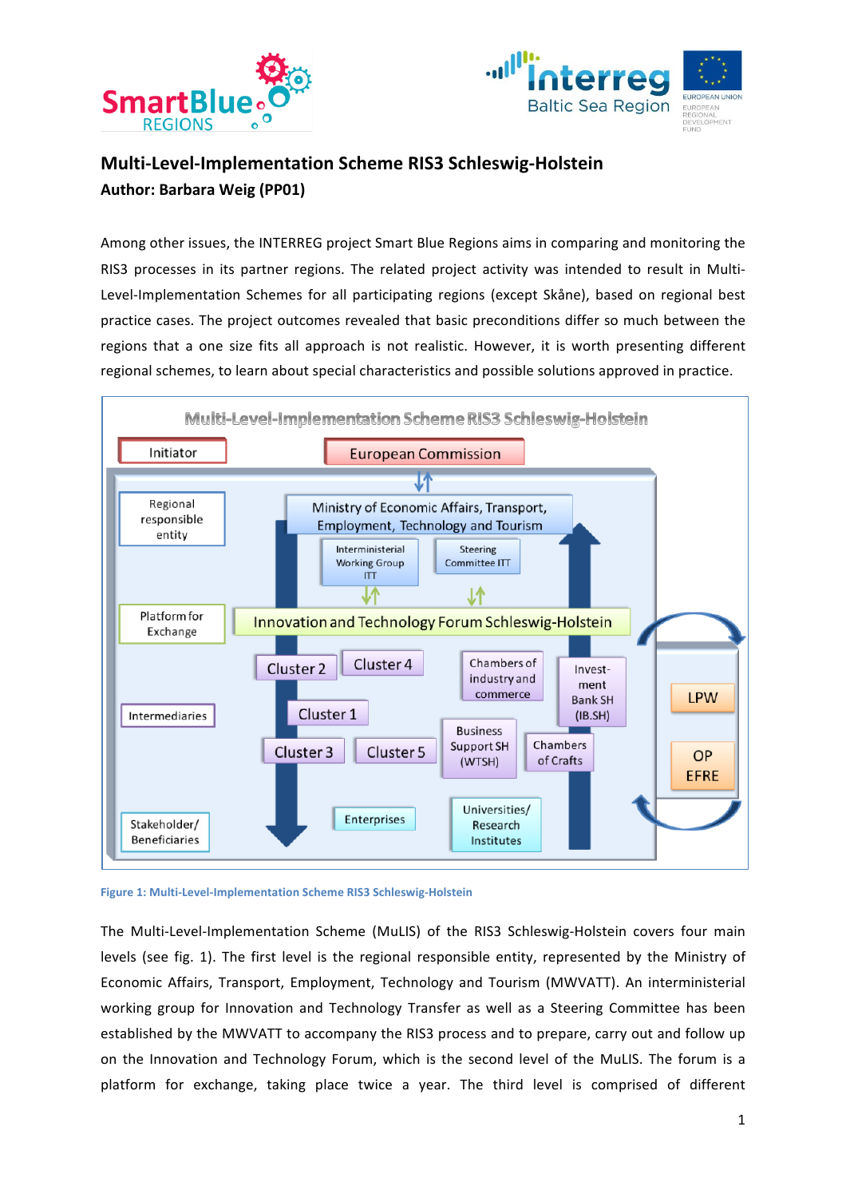# Multi-Level-Implementation Scheme RIS3 Schleswig-Holstein

**Author: Barbara Weig (PP01)**

Among other issues, the INTERREG project Smart Blue Regions aims in comparing and monitoring the RIS3 processes in its partner regions. The related project activity was intended to result in Multi-Level-Implementation Schemes for all participating regions (except Skåne), based on regional best practice cases. The project outcomes revealed that basic preconditions differ so much between the regions that a one size fits all approach is not realistic. However, it is worth presenting different regional schemes, to learn about special characteristics and possible solutions approved in practice.

**Figure 1: Multi-Level-Implementation Scheme RIS3 Schleswig-Holstein**

The Multi-Level-Implementation Scheme (MuLIS) of the RIS3 Schleswig-Holstein covers four main levels (see fig. 1). The first level is the regional responsible entity, represented by the Ministry of Economic Affairs, Transport, Employment, Technology and Tourism (MWVATT). An interministerial working group for Innovation and Technology Transfer as well as a Steering Committee has been established by the MWVATT to accompany the RIS3 process and to prepare, carry out and follow up on the Innovation and Technology Forum, which is the second level of the MuLIS. The forum is a platform for exchange, taking place twice a year. The third level is comprised of different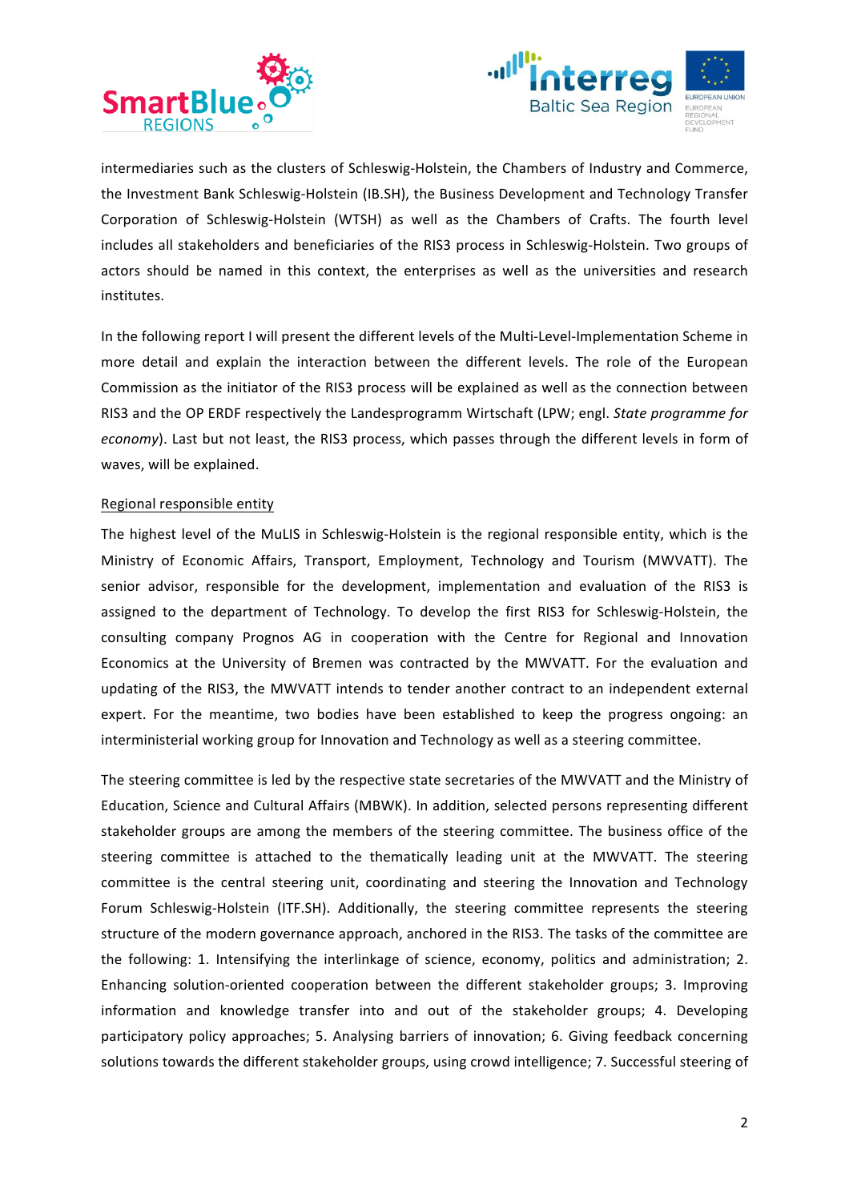intermediaries such as the clusters of Schleswig-Holstein, the Chambers of Industry and Commerce, the Investment Bank Schleswig-Holstein (IB.SH), the Business Development and Technology Transfer Corporation of Schleswig-Holstein (WTSH) as well as the Chambers of Crafts. The fourth level includes all stakeholders and beneficiaries of the RIS3 process in Schleswig-Holstein. Two groups of actors should be named in this context, the enterprises as well as the universities and research institutes.

In the following report I will present the different levels of the Multi-Level-Implementation Scheme in more detail and explain the interaction between the different levels. The role of the European Commission as the initiator of the RIS3 process will be explained as well as the connection between RIS3 and the OP ERDF respectively the Landesprogramm Wirtschaft (LPW; engl. *State programme for economy*). Last but not least, the RIS3 process, which passes through the different levels in form of waves, will be explained.

## Regional responsible entity

The highest level of the MuLIS in Schleswig-Holstein is the regional responsible entity, which is the Ministry of Economic Affairs, Transport, Employment, Technology and Tourism (MWVATT). The senior advisor, responsible for the development, implementation and evaluation of the RIS3 is assigned to the department of Technology. To develop the first RIS3 for Schleswig-Holstein, the consulting company Prognos AG in cooperation with the Centre for Regional and Innovation Economics at the University of Bremen was contracted by the MWVATT. For the evaluation and updating of the RIS3, the MWVATT intends to tender another contract to an independent external expert. For the meantime, two bodies have been established to keep the progress ongoing: an interministerial working group for Innovation and Technology as well as a steering committee.

The steering committee is led by the respective state secretaries of the MWVATT and the Ministry of Education, Science and Cultural Affairs (MBWK). In addition, selected persons representing different stakeholder groups are among the members of the steering committee. The business office of the steering committee is attached to the thematically leading unit at the MWVATT. The steering committee is the central steering unit, coordinating and steering the Innovation and Technology Forum Schleswig-Holstein (ITF.SH). Additionally, the steering committee represents the steering structure of the modern governance approach, anchored in the RIS3. The tasks of the committee are the following: 1. Intensifying the interlinkage of science, economy, politics and administration; 2. Enhancing solution-oriented cooperation between the different stakeholder groups; 3. Improving information and knowledge transfer into and out of the stakeholder groups; 4. Developing participatory policy approaches; 5. Analysing barriers of innovation; 6. Giving feedback concerning solutions towards the different stakeholder groups, using crowd intelligence; 7. Successful steering of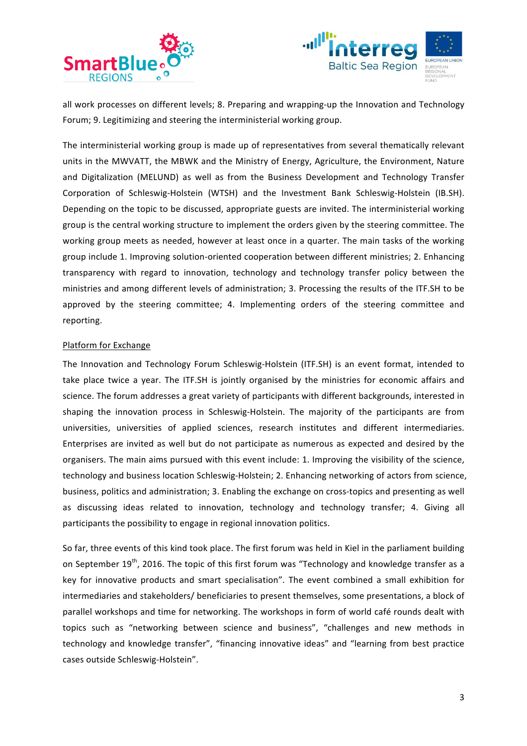all work processes on different levels; 8. Preparing and wrapping-up the Innovation and Technology Forum; 9. Legitimizing and steering the interministerial working group.

The interministerial working group is made up of representatives from several thematically relevant units in the MWVATT, the MBWK and the Ministry of Energy, Agriculture, the Environment, Nature and Digitalization (MELUND) as well as from the Business Development and Technology Transfer Corporation of Schleswig-Holstein (WTSH) and the Investment Bank Schleswig-Holstein (IB.SH). Depending on the topic to be discussed, appropriate guests are invited. The interministerial working group is the central working structure to implement the orders given by the steering committee. The working group meets as needed, however at least once in a quarter. The main tasks of the working group include 1. Improving solution-oriented cooperation between different ministries; 2. Enhancing transparency with regard to innovation, technology and technology transfer policy between the ministries and among different levels of administration; 3. Processing the results of the ITF.SH to be approved by the steering committee; 4. Implementing orders of the steering committee and reporting.

<u>Platform for Exchange</u>

The Innovation and Technology Forum Schleswig-Holstein (ITF.SH) is an event format, intended to take place twice a year. The ITF.SH is jointly organised by the ministries for economic affairs and science. The forum addresses a great variety of participants with different backgrounds, interested in shaping the innovation process in Schleswig-Holstein. The majority of the participants are from universities, universities of applied sciences, research institutes and different intermediaries. Enterprises are invited as well but do not participate as numerous as expected and desired by the organisers. The main aims pursued with this event include: 1. Improving the visibility of the science, technology and business location Schleswig-Holstein; 2. Enhancing networking of actors from science, business, politics and administration; 3. Enabling the exchange on cross-topics and presenting as well as discussing ideas related to innovation, technology and technology transfer; 4. Giving all participants the possibility to engage in regional innovation politics.

So far, three events of this kind took place. The first forum was held in Kiel in the parliament building on September 19th, 2016. The topic of this first forum was "Technology and knowledge transfer as a key for innovative products and smart specialisation". The event combined a small exhibition for intermediaries and stakeholders/ beneficiaries to present themselves, some presentations, a block of parallel workshops and time for networking. The workshops in form of world café rounds dealt with topics such as "networking between science and business", "challenges and new methods in technology and knowledge transfer", "financing innovative ideas" and "learning from best practice cases outside Schleswig-Holstein".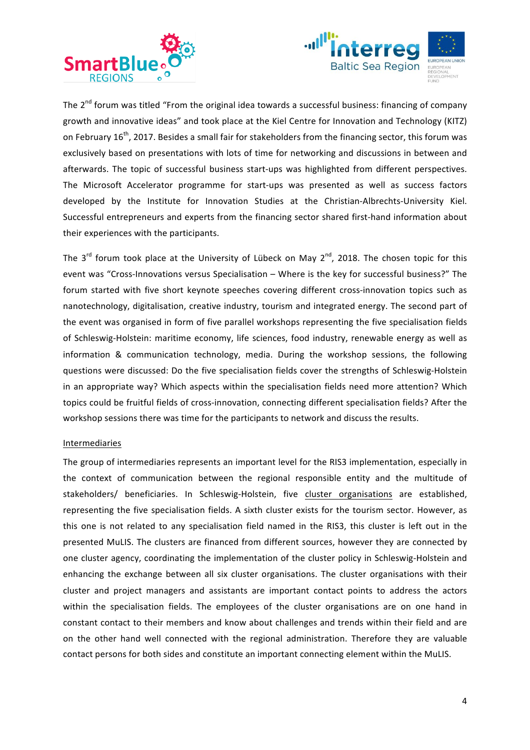The 2nd forum was titled "From the original idea towards a successful business: financing of company growth and innovative ideas" and took place at the Kiel Centre for Innovation and Technology (KITZ) on February 16th, 2017. Besides a small fair for stakeholders from the financing sector, this forum was exclusively based on presentations with lots of time for networking and discussions in between and afterwards. The topic of successful business start-ups was highlighted from different perspectives. The Microsoft Accelerator programme for start-ups was presented as well as success factors developed by the Institute for Innovation Studies at the Christian-Albrechts-University Kiel. Successful entrepreneurs and experts from the financing sector shared first-hand information about their experiences with the participants.

The 3rd forum took place at the University of Lübeck on May 2nd, 2018. The chosen topic for this event was "Cross-Innovations versus Specialisation – Where is the key for successful business?" The forum started with five short keynote speeches covering different cross-innovation topics such as nanotechnology, digitalisation, creative industry, tourism and integrated energy. The second part of the event was organised in form of five parallel workshops representing the five specialisation fields of Schleswig-Holstein: maritime economy, life sciences, food industry, renewable energy as well as information & communication technology, media. During the workshop sessions, the following questions were discussed: Do the five specialisation fields cover the strengths of Schleswig-Holstein in an appropriate way? Which aspects within the specialisation fields need more attention? Which topics could be fruitful fields of cross-innovation, connecting different specialisation fields? After the workshop sessions there was time for the participants to network and discuss the results.

Intermediaries

The group of intermediaries represents an important level for the RIS3 implementation, especially in the context of communication between the regional responsible entity and the multitude of stakeholders/ beneficiaries. In Schleswig-Holstein, five cluster organisations are established, representing the five specialisation fields. A sixth cluster exists for the tourism sector. However, as this one is not related to any specialisation field named in the RIS3, this cluster is left out in the presented MuLIS. The clusters are financed from different sources, however they are connected by one cluster agency, coordinating the implementation of the cluster policy in Schleswig-Holstein and enhancing the exchange between all six cluster organisations. The cluster organisations with their cluster and project managers and assistants are important contact points to address the actors within the specialisation fields. The employees of the cluster organisations are on one hand in constant contact to their members and know about challenges and trends within their field and are on the other hand well connected with the regional administration. Therefore they are valuable contact persons for both sides and constitute an important connecting element within the MuLIS.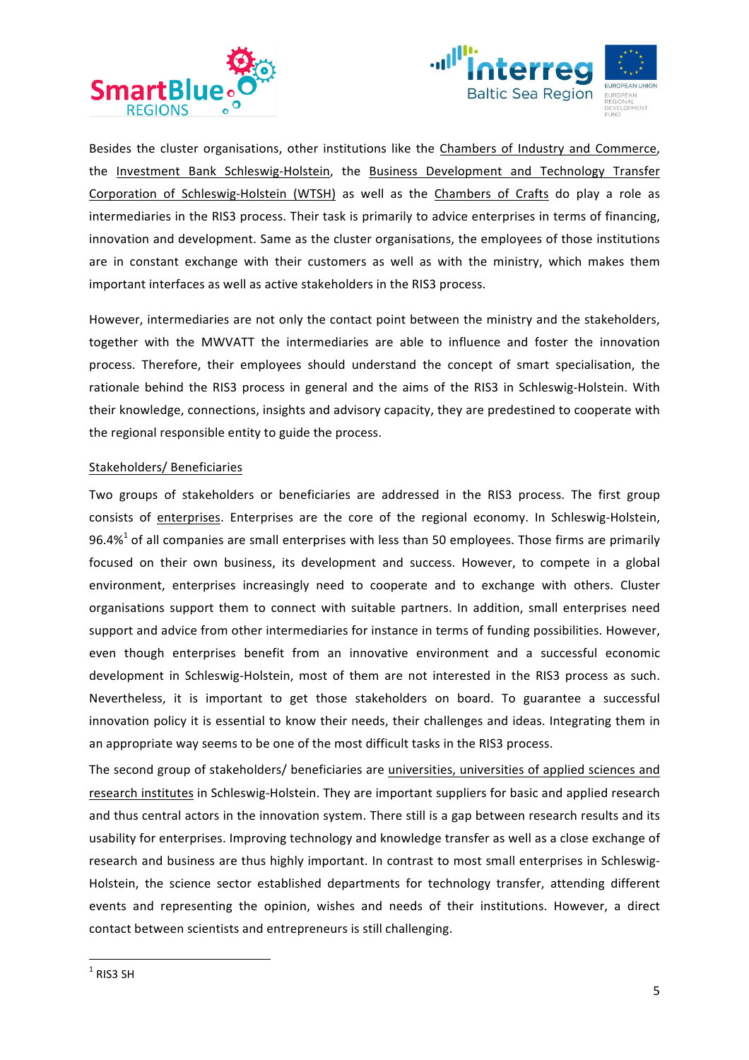Besides the cluster organisations, other institutions like the Chambers of Industry and Commerce, the Investment Bank Schleswig-Holstein, the Business Development and Technology Transfer Corporation of Schleswig-Holstein (WTSH) as well as the Chambers of Crafts do play a role as intermediaries in the RIS3 process. Their task is primarily to advice enterprises in terms of financing, innovation and development. Same as the cluster organisations, the employees of those institutions are in constant exchange with their customers as well as with the ministry, which makes them important interfaces as well as active stakeholders in the RIS3 process.

However, intermediaries are not only the contact point between the ministry and the stakeholders, together with the MWVATT the intermediaries are able to influence and foster the innovation process. Therefore, their employees should understand the concept of smart specialisation, the rationale behind the RIS3 process in general and the aims of the RIS3 in Schleswig-Holstein. With their knowledge, connections, insights and advisory capacity, they are predestined to cooperate with the regional responsible entity to guide the process.

Stakeholders/ Beneficiaries

Two groups of stakeholders or beneficiaries are addressed in the RIS3 process. The first group consists of enterprises. Enterprises are the core of the regional economy. In Schleswig-Holstein, 96.4%[1] of all companies are small enterprises with less than 50 employees. Those firms are primarily focused on their own business, its development and success. However, to compete in a global environment, enterprises increasingly need to cooperate and to exchange with others. Cluster organisations support them to connect with suitable partners. In addition, small enterprises need support and advice from other intermediaries for instance in terms of funding possibilities. However, even though enterprises benefit from an innovative environment and a successful economic development in Schleswig-Holstein, most of them are not interested in the RIS3 process as such. Nevertheless, it is important to get those stakeholders on board. To guarantee a successful innovation policy it is essential to know their needs, their challenges and ideas. Integrating them in an appropriate way seems to be one of the most difficult tasks in the RIS3 process.

The second group of stakeholders/ beneficiaries are universities, universities of applied sciences and research institutes in Schleswig-Holstein. They are important suppliers for basic and applied research and thus central actors in the innovation system. There still is a gap between research results and its usability for enterprises. Improving technology and knowledge transfer as well as a close exchange of research and business are thus highly important. In contrast to most small enterprises in Schleswig-Holstein, the science sector established departments for technology transfer, attending different events and representing the opinion, wishes and needs of their institutions. However, a direct contact between scientists and entrepreneurs is still challenging.

[1] RIS3 SH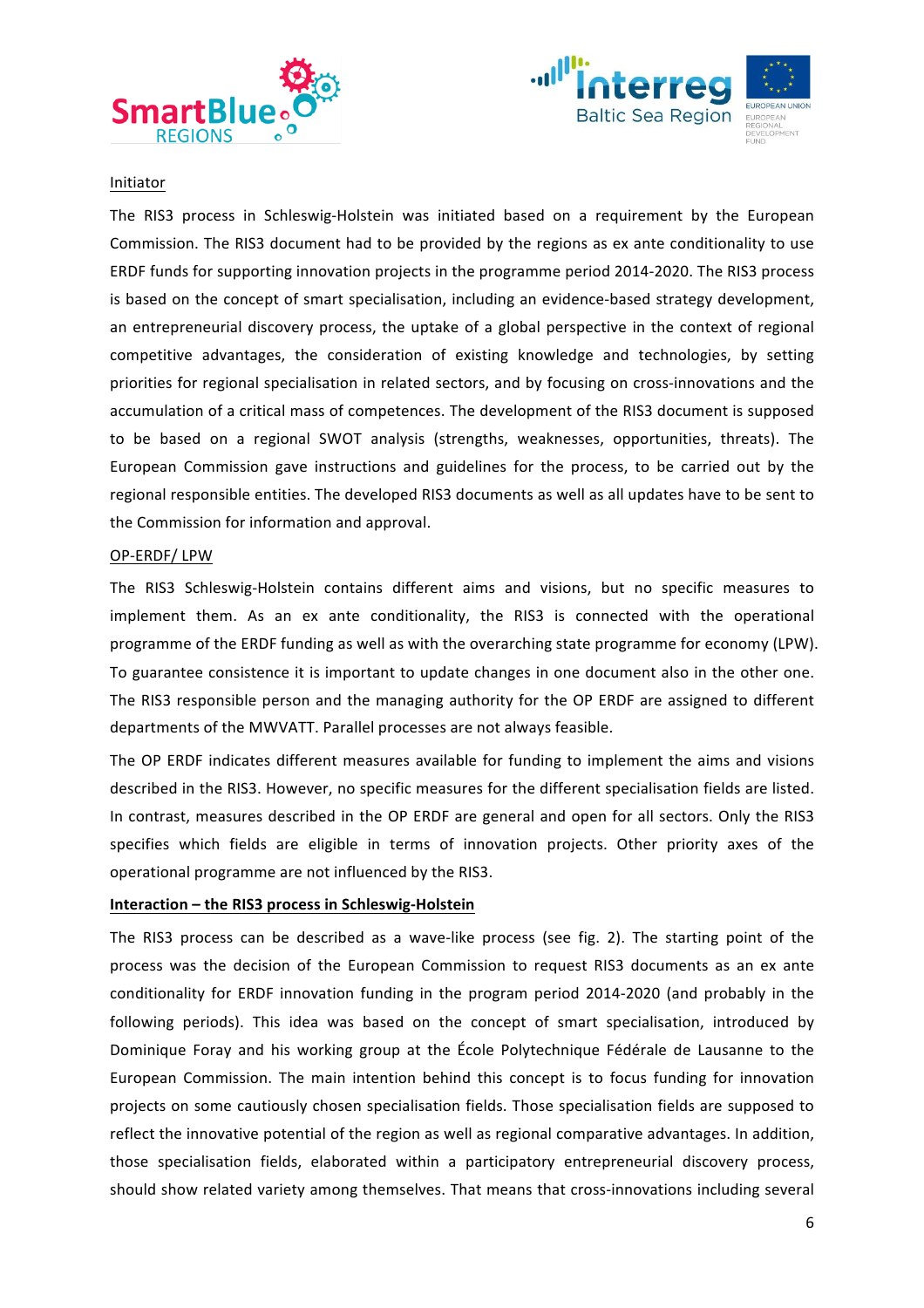Initiator

The RIS3 process in Schleswig-Holstein was initiated based on a requirement by the European Commission. The RIS3 document had to be provided by the regions as ex ante conditionality to use ERDF funds for supporting innovation projects in the programme period 2014-2020. The RIS3 process is based on the concept of smart specialisation, including an evidence-based strategy development, an entrepreneurial discovery process, the uptake of a global perspective in the context of regional competitive advantages, the consideration of existing knowledge and technologies, by setting priorities for regional specialisation in related sectors, and by focusing on cross-innovations and the accumulation of a critical mass of competences. The development of the RIS3 document is supposed to be based on a regional SWOT analysis (strengths, weaknesses, opportunities, threats). The European Commission gave instructions and guidelines for the process, to be carried out by the regional responsible entities. The developed RIS3 documents as well as all updates have to be sent to the Commission for information and approval.

OP-ERDF/ LPW

The RIS3 Schleswig-Holstein contains different aims and visions, but no specific measures to implement them. As an ex ante conditionality, the RIS3 is connected with the operational programme of the ERDF funding as well as with the overarching state programme for economy (LPW). To guarantee consistence it is important to update changes in one document also in the other one. The RIS3 responsible person and the managing authority for the OP ERDF are assigned to different departments of the MWVATT. Parallel processes are not always feasible.

The OP ERDF indicates different measures available for funding to implement the aims and visions described in the RIS3. However, no specific measures for the different specialisation fields are listed. In contrast, measures described in the OP ERDF are general and open for all sectors. Only the RIS3 specifies which fields are eligible in terms of innovation projects. Other priority axes of the operational programme are not influenced by the RIS3.

**Interaction – the RIS3 process in Schleswig-Holstein**

The RIS3 process can be described as a wave-like process (see fig. 2). The starting point of the process was the decision of the European Commission to request RIS3 documents as an ex ante conditionality for ERDF innovation funding in the program period 2014-2020 (and probably in the following periods). This idea was based on the concept of smart specialisation, introduced by Dominique Foray and his working group at the École Polytechnique Fédérale de Lausanne to the European Commission. The main intention behind this concept is to focus funding for innovation projects on some cautiously chosen specialisation fields. Those specialisation fields are supposed to reflect the innovative potential of the region as well as regional comparative advantages. In addition, those specialisation fields, elaborated within a participatory entrepreneurial discovery process, should show related variety among themselves. That means that cross-innovations including several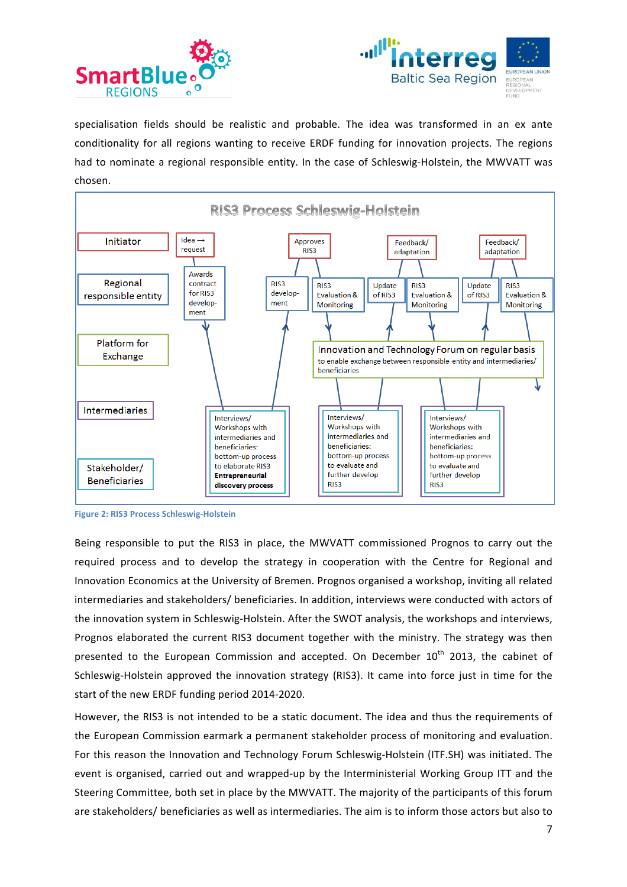specialisation fields should be realistic and probable. The idea was transformed in an ex ante conditionality for all regions wanting to receive ERDF funding for innovation projects. The regions had to nominate a regional responsible entity. In the case of Schleswig-Holstein, the MWVATT was chosen.

RIS3 Process Schleswig-Holstein

Initiator | Idea → request | Approves RIS3 | Feedback/ adaptation | Feedback/ adaptation

Regional responsible entity | Awards contract for RIS3 development | RIS3 development | RIS3 Evaluation & Monitoring | Update of RIS3 | RIS3 Evaluation & Monitoring | Update of RIS3 | RIS3 Evaluation & Monitoring

Platform for Exchange | Innovation and Technology Forum on regular basis to enable exchange between responsible entity and intermediaries/ beneficiaries

Intermediaries

Stakeholder/ Beneficiaries | Interviews/ Workshops with intermediaries and beneficiaries: bottom-up process to elaborate RIS3 **Entrepreneurial discovery process** | Interviews/ Workshops with intermediaries and beneficiaries: bottom-up process to evaluate and further develop RIS3 | Interviews/ Workshops with intermediaries and beneficiaries: bottom-up process to evaluate and further develop RIS3

Figure 2: RIS3 Process Schleswig-Holstein

Being responsible to put the RIS3 in place, the MWVATT commissioned Prognos to carry out the required process and to develop the strategy in cooperation with the Centre for Regional and Innovation Economics at the University of Bremen. Prognos organised a workshop, inviting all related intermediaries and stakeholders/ beneficiaries. In addition, interviews were conducted with actors of the innovation system in Schleswig-Holstein. After the SWOT analysis, the workshops and interviews, Prognos elaborated the current RIS3 document together with the ministry. The strategy was then presented to the European Commission and accepted. On December 10th 2013, the cabinet of Schleswig-Holstein approved the innovation strategy (RIS3). It came into force just in time for the start of the new ERDF funding period 2014-2020.

However, the RIS3 is not intended to be a static document. The idea and thus the requirements of the European Commission earmark a permanent stakeholder process of monitoring and evaluation. For this reason the Innovation and Technology Forum Schleswig-Holstein (ITF.SH) was initiated. The event is organised, carried out and wrapped-up by the Interministerial Working Group ITT and the Steering Committee, both set in place by the MWVATT. The majority of the participants of this forum are stakeholders/ beneficiaries as well as intermediaries. The aim is to inform those actors but also to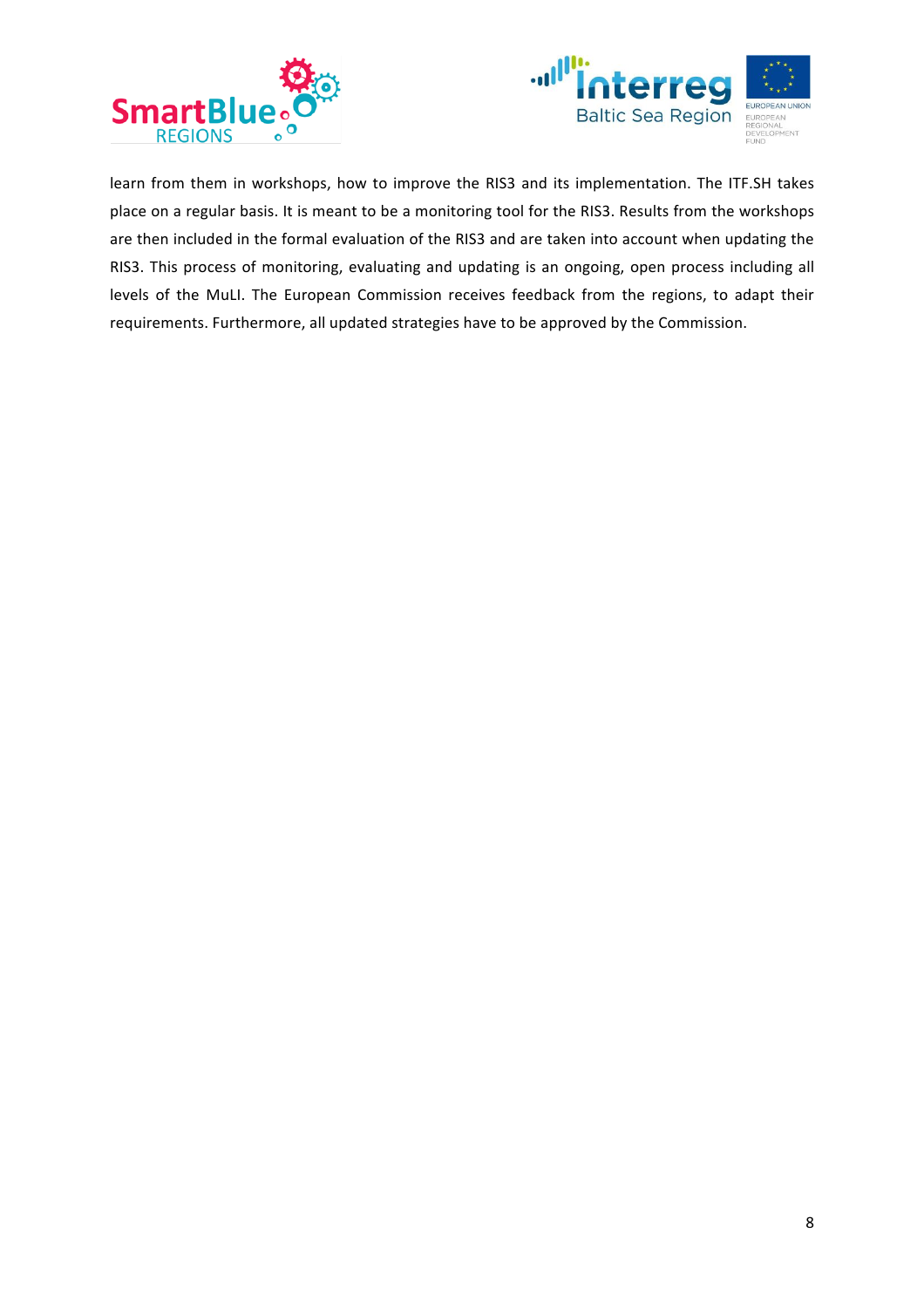learn from them in workshops, how to improve the RIS3 and its implementation. The ITF.SH takes place on a regular basis. It is meant to be a monitoring tool for the RIS3. Results from the workshops are then included in the formal evaluation of the RIS3 and are taken into account when updating the RIS3. This process of monitoring, evaluating and updating is an ongoing, open process including all levels of the MuLI. The European Commission receives feedback from the regions, to adapt their requirements. Furthermore, all updated strategies have to be approved by the Commission.